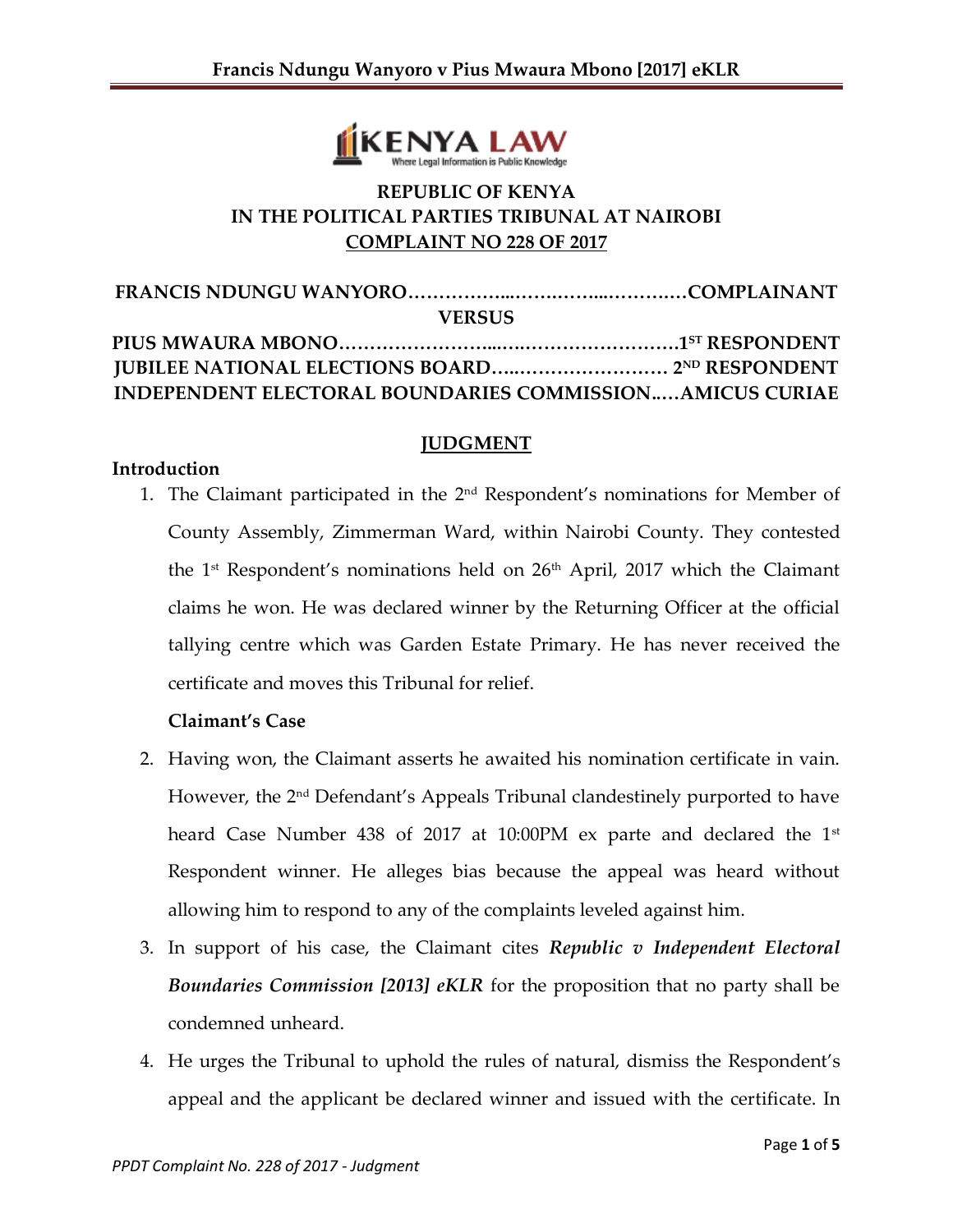**REPUBLIC OF KENYA**
**IN THE POLITICAL PARTIES TRIBUNAL AT NAIROBI**
**COMPLAINT NO 228 OF 2017**

**FRANCIS NDUNGU WANYORO……………...…….……...……….…COMPLAINANT**

**VERSUS**

**PIUS MWAURA MBONO…………………...…..………………………1ST RESPONDENT**
**JUBILEE NATIONAL ELECTIONS BOARD…..………………….… 2ND RESPONDENT**
**INDEPENDENT ELECTORAL BOUNDARIES COMMISSION..…AMICUS CURIAE**

## JUDGMENT

### Introduction

1. The Claimant participated in the 2nd Respondent's nominations for Member of County Assembly, Zimmerman Ward, within Nairobi County. They contested the 1st Respondent's nominations held on 26th April, 2017 which the Claimant claims he won. He was declared winner by the Returning Officer at the official tallying centre which was Garden Estate Primary. He has never received the certificate and moves this Tribunal for relief.

### Claimant's Case

2. Having won, the Claimant asserts he awaited his nomination certificate in vain. However, the 2nd Defendant's Appeals Tribunal clandestinely purported to have heard Case Number 438 of 2017 at 10:00PM ex parte and declared the 1st Respondent winner. He alleges bias because the appeal was heard without allowing him to respond to any of the complaints leveled against him.

3. In support of his case, the Claimant cites ***Republic v Independent Electoral Boundaries Commission [2013] eKLR*** for the proposition that no party shall be condemned unheard.

4. He urges the Tribunal to uphold the rules of natural, dismiss the Respondent's appeal and the applicant be declared winner and issued with the certificate. In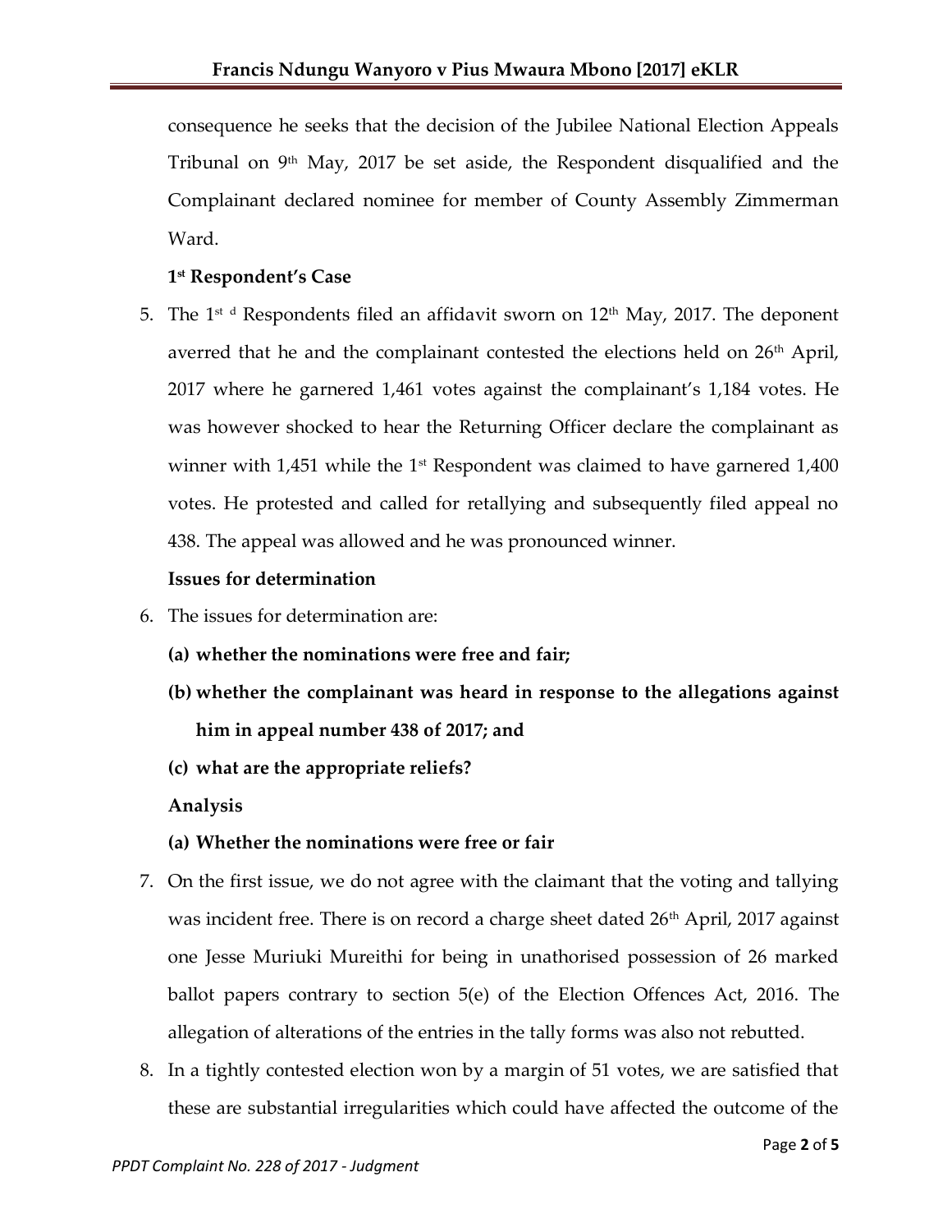consequence he seeks that the decision of the Jubilee National Election Appeals Tribunal on 9th May, 2017 be set aside, the Respondent disqualified and the Complainant declared nominee for member of County Assembly Zimmerman Ward.

**1st Respondent's Case**

5. The 1st d Respondents filed an affidavit sworn on 12th May, 2017. The deponent averred that he and the complainant contested the elections held on 26th April, 2017 where he garnered 1,461 votes against the complainant's 1,184 votes. He was however shocked to hear the Returning Officer declare the complainant as winner with 1,451 while the 1st Respondent was claimed to have garnered 1,400 votes. He protested and called for retallying and subsequently filed appeal no 438. The appeal was allowed and he was pronounced winner.

**Issues for determination**

6. The issues for determination are:

   **(a) whether the nominations were free and fair;**

   **(b) whether the complainant was heard in response to the allegations against him in appeal number 438 of 2017; and**

   **(c) what are the appropriate reliefs?**

**Analysis**

**(a) Whether the nominations were free or fair**

7. On the first issue, we do not agree with the claimant that the voting and tallying was incident free. There is on record a charge sheet dated 26th April, 2017 against one Jesse Muriuki Mureithi for being in unathorised possession of 26 marked ballot papers contrary to section 5(e) of the Election Offences Act, 2016. The allegation of alterations of the entries in the tally forms was also not rebutted.

8. In a tightly contested election won by a margin of 51 votes, we are satisfied that these are substantial irregularities which could have affected the outcome of the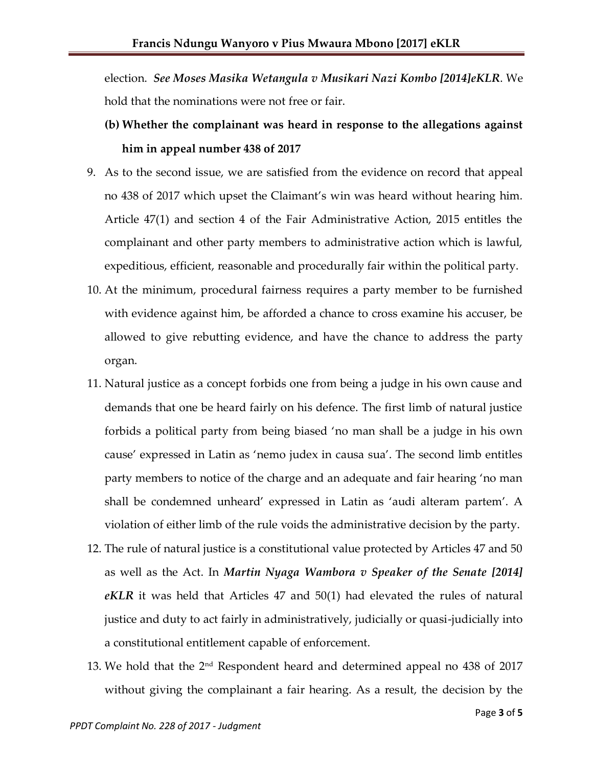election. ***See Moses Masika Wetangula v Musikari Nazi Kombo [2014]eKLR***. We hold that the nominations were not free or fair.

**(b) Whether the complainant was heard in response to the allegations against him in appeal number 438 of 2017**

9. As to the second issue, we are satisfied from the evidence on record that appeal no 438 of 2017 which upset the Claimant's win was heard without hearing him. Article 47(1) and section 4 of the Fair Administrative Action, 2015 entitles the complainant and other party members to administrative action which is lawful, expeditious, efficient, reasonable and procedurally fair within the political party.

10. At the minimum, procedural fairness requires a party member to be furnished with evidence against him, be afforded a chance to cross examine his accuser, be allowed to give rebutting evidence, and have the chance to address the party organ.

11. Natural justice as a concept forbids one from being a judge in his own cause and demands that one be heard fairly on his defence. The first limb of natural justice forbids a political party from being biased 'no man shall be a judge in his own cause' expressed in Latin as 'nemo judex in causa sua'. The second limb entitles party members to notice of the charge and an adequate and fair hearing 'no man shall be condemned unheard' expressed in Latin as 'audi alteram partem'. A violation of either limb of the rule voids the administrative decision by the party.

12. The rule of natural justice is a constitutional value protected by Articles 47 and 50 as well as the Act. In ***Martin Nyaga Wambora v Speaker of the Senate [2014] eKLR*** it was held that Articles 47 and 50(1) had elevated the rules of natural justice and duty to act fairly in administratively, judicially or quasi-judicially into a constitutional entitlement capable of enforcement.

13. We hold that the 2nd Respondent heard and determined appeal no 438 of 2017 without giving the complainant a fair hearing. As a result, the decision by the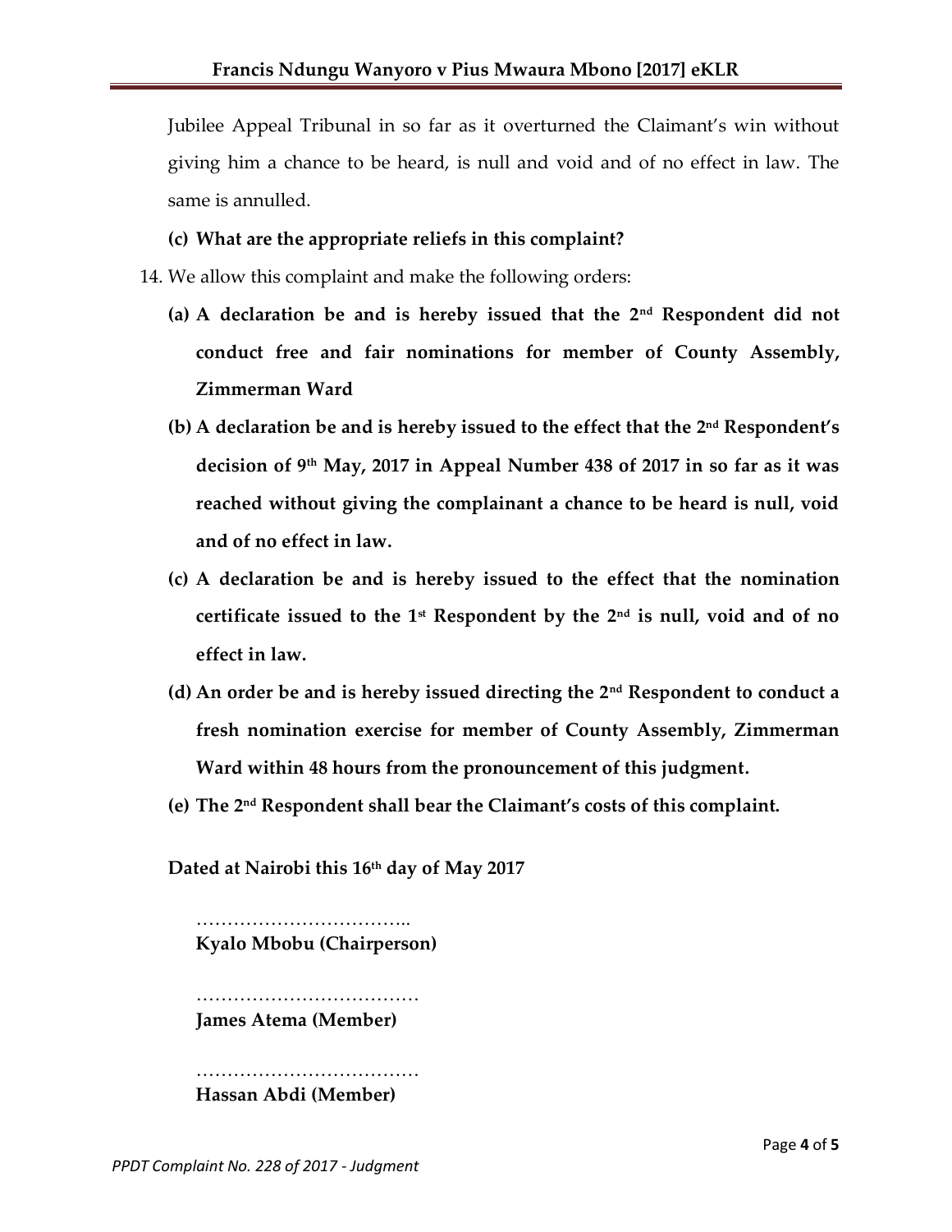Jubilee Appeal Tribunal in so far as it overturned the Claimant's win without giving him a chance to be heard, is null and void and of no effect in law. The same is annulled.

**(c) What are the appropriate reliefs in this complaint?**

14. We allow this complaint and make the following orders:

    **(a) A declaration be and is hereby issued that the 2nd Respondent did not conduct free and fair nominations for member of County Assembly, Zimmerman Ward**

    **(b) A declaration be and is hereby issued to the effect that the 2nd Respondent's decision of 9th May, 2017 in Appeal Number 438 of 2017 in so far as it was reached without giving the complainant a chance to be heard is null, void and of no effect in law.**

    **(c) A declaration be and is hereby issued to the effect that the nomination certificate issued to the 1st Respondent by the 2nd is null, void and of no effect in law.**

    **(d) An order be and is hereby issued directing the 2nd Respondent to conduct a fresh nomination exercise for member of County Assembly, Zimmerman Ward within 48 hours from the pronouncement of this judgment.**

    **(e) The 2nd Respondent shall bear the Claimant's costs of this complaint.**

**Dated at Nairobi this 16th day of May 2017**

……………………………..
**Kyalo Mbobu (Chairperson)**

………………………………
**James Atema (Member)**

………………………………
**Hassan Abdi (Member)**

*PPDT Complaint No. 228 of 2017 - Judgment*